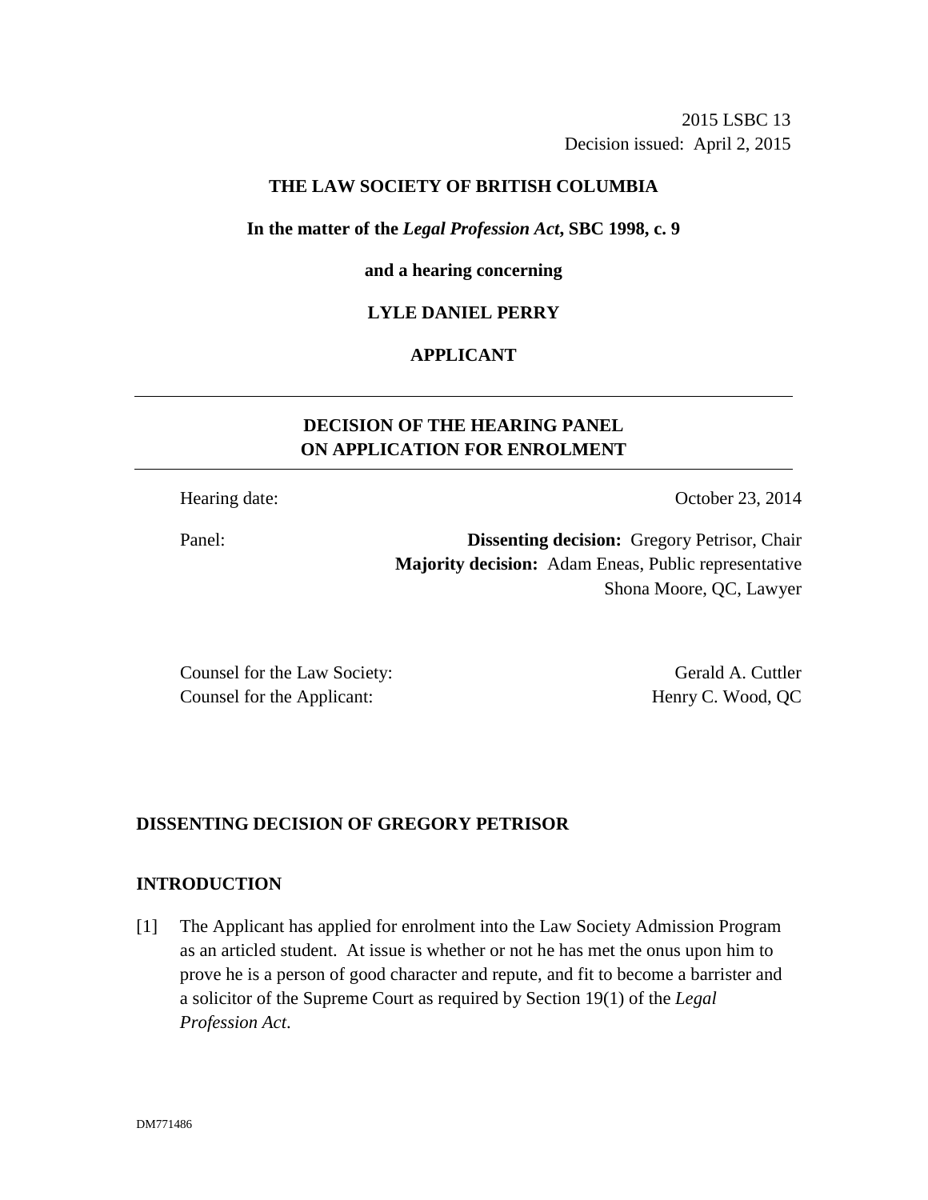2015 LSBC 13
Decision issued: April 2, 2015

**THE LAW SOCIETY OF BRITISH COLUMBIA**

**In the matter of the *Legal Profession Act*, SBC 1998, c. 9**

**and a hearing concerning**

**LYLE DANIEL PERRY**

**APPLICANT**

---

## DECISION OF THE HEARING PANEL ON APPLICATION FOR ENROLMENT

---

Hearing date: October 23, 2014

Panel: **Dissenting decision:** Gregory Petrisor, Chair
**Majority decision:** Adam Eneas, Public representative
Shona Moore, QC, Lawyer

Counsel for the Law Society: Gerald A. Cuttler
Counsel for the Applicant: Henry C. Wood, QC

### DISSENTING DECISION OF GREGORY PETRISOR

### INTRODUCTION

[1] The Applicant has applied for enrolment into the Law Society Admission Program as an articled student. At issue is whether or not he has met the onus upon him to prove he is a person of good character and repute, and fit to become a barrister and a solicitor of the Supreme Court as required by Section 19(1) of the *Legal Profession Act*.

DM771486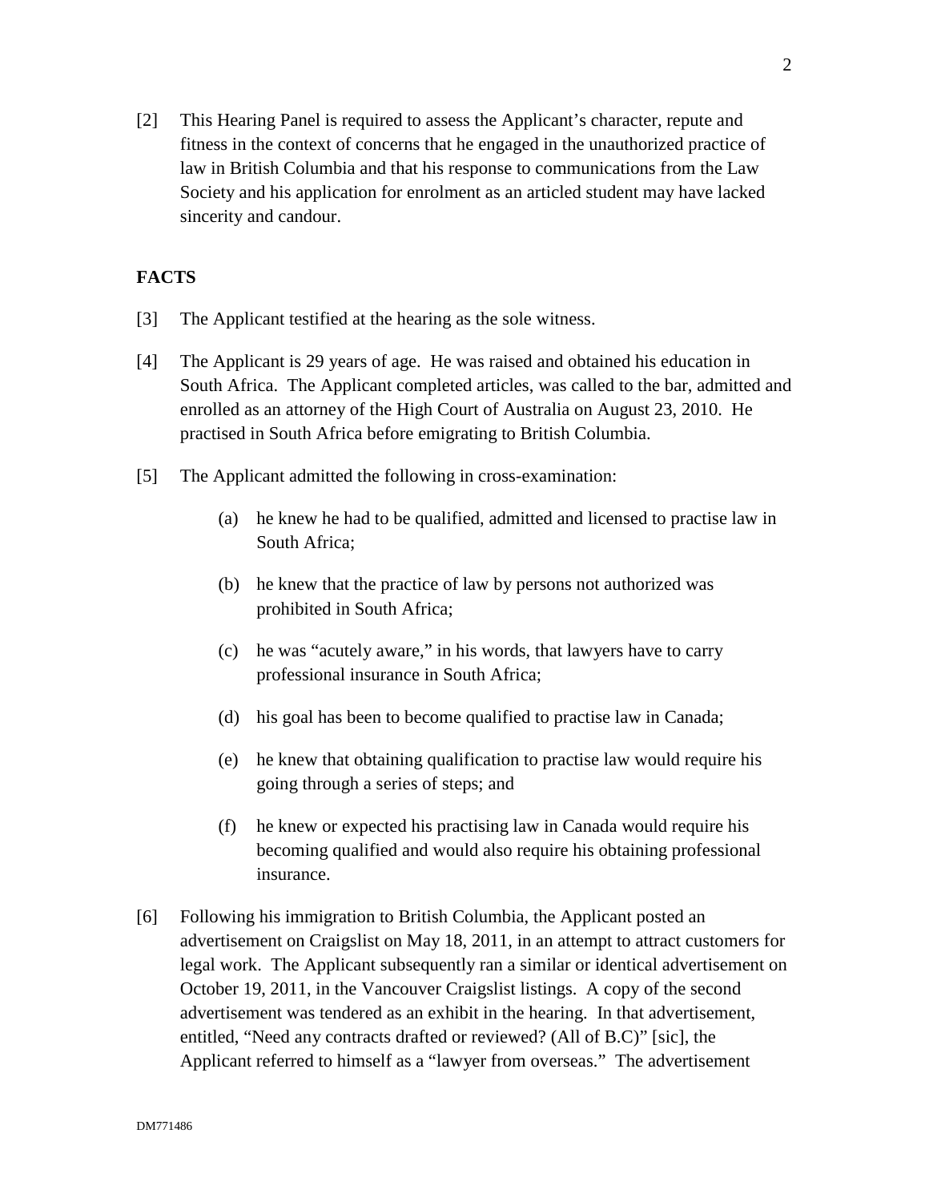[2] This Hearing Panel is required to assess the Applicant's character, repute and fitness in the context of concerns that he engaged in the unauthorized practice of law in British Columbia and that his response to communications from the Law Society and his application for enrolment as an articled student may have lacked sincerity and candour.

**FACTS**

[3] The Applicant testified at the hearing as the sole witness.

[4] The Applicant is 29 years of age. He was raised and obtained his education in South Africa. The Applicant completed articles, was called to the bar, admitted and enrolled as an attorney of the High Court of Australia on August 23, 2010. He practised in South Africa before emigrating to British Columbia.

[5] The Applicant admitted the following in cross-examination:

(a) he knew he had to be qualified, admitted and licensed to practise law in South Africa;

(b) he knew that the practice of law by persons not authorized was prohibited in South Africa;

(c) he was "acutely aware," in his words, that lawyers have to carry professional insurance in South Africa;

(d) his goal has been to become qualified to practise law in Canada;

(e) he knew that obtaining qualification to practise law would require his going through a series of steps; and

(f) he knew or expected his practising law in Canada would require his becoming qualified and would also require his obtaining professional insurance.

[6] Following his immigration to British Columbia, the Applicant posted an advertisement on Craigslist on May 18, 2011, in an attempt to attract customers for legal work. The Applicant subsequently ran a similar or identical advertisement on October 19, 2011, in the Vancouver Craigslist listings. A copy of the second advertisement was tendered as an exhibit in the hearing. In that advertisement, entitled, "Need any contracts drafted or reviewed? (All of B.C)" [sic], the Applicant referred to himself as a "lawyer from overseas." The advertisement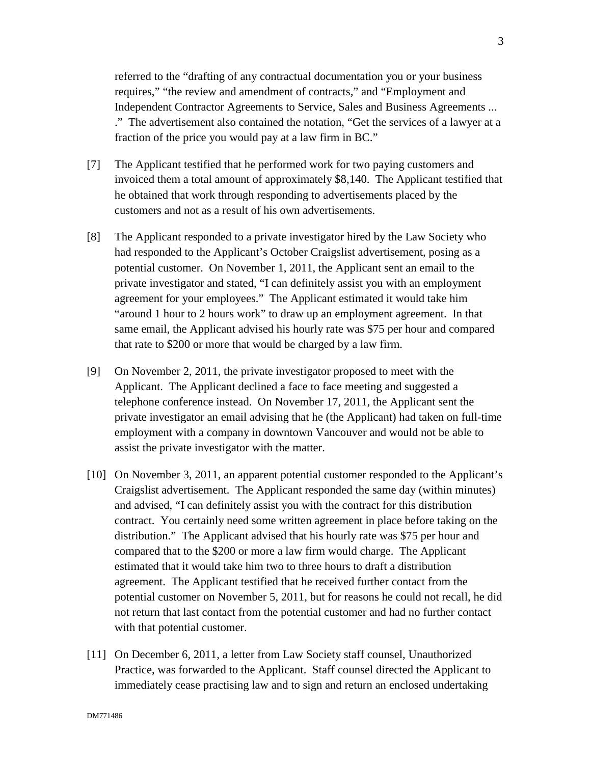referred to the "drafting of any contractual documentation you or your business requires," "the review and amendment of contracts," and "Employment and Independent Contractor Agreements to Service, Sales and Business Agreements ... ." The advertisement also contained the notation, "Get the services of a lawyer at a fraction of the price you would pay at a law firm in BC."

[7] The Applicant testified that he performed work for two paying customers and invoiced them a total amount of approximately $8,140. The Applicant testified that he obtained that work through responding to advertisements placed by the customers and not as a result of his own advertisements.

[8] The Applicant responded to a private investigator hired by the Law Society who had responded to the Applicant's October Craigslist advertisement, posing as a potential customer. On November 1, 2011, the Applicant sent an email to the private investigator and stated, "I can definitely assist you with an employment agreement for your employees." The Applicant estimated it would take him "around 1 hour to 2 hours work" to draw up an employment agreement. In that same email, the Applicant advised his hourly rate was $75 per hour and compared that rate to $200 or more that would be charged by a law firm.

[9] On November 2, 2011, the private investigator proposed to meet with the Applicant. The Applicant declined a face to face meeting and suggested a telephone conference instead. On November 17, 2011, the Applicant sent the private investigator an email advising that he (the Applicant) had taken on full-time employment with a company in downtown Vancouver and would not be able to assist the private investigator with the matter.

[10] On November 3, 2011, an apparent potential customer responded to the Applicant's Craigslist advertisement. The Applicant responded the same day (within minutes) and advised, "I can definitely assist you with the contract for this distribution contract. You certainly need some written agreement in place before taking on the distribution." The Applicant advised that his hourly rate was $75 per hour and compared that to the $200 or more a law firm would charge. The Applicant estimated that it would take him two to three hours to draft a distribution agreement. The Applicant testified that he received further contact from the potential customer on November 5, 2011, but for reasons he could not recall, he did not return that last contact from the potential customer and had no further contact with that potential customer.

[11] On December 6, 2011, a letter from Law Society staff counsel, Unauthorized Practice, was forwarded to the Applicant. Staff counsel directed the Applicant to immediately cease practising law and to sign and return an enclosed undertaking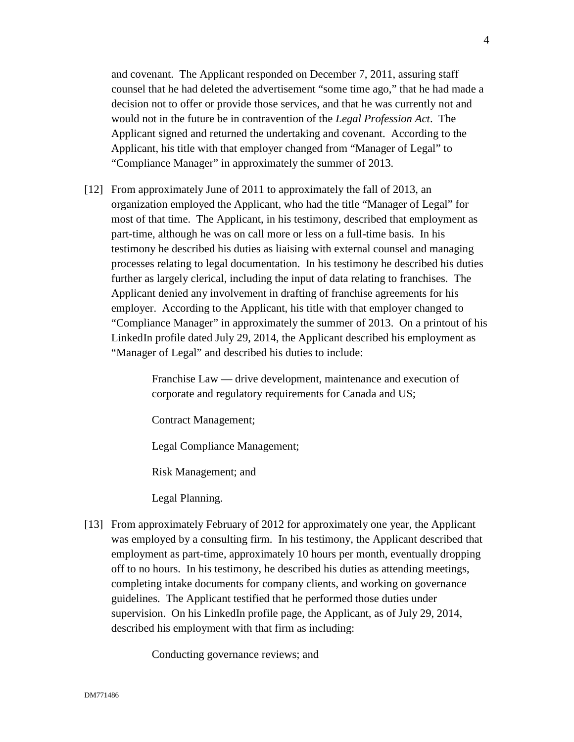and covenant. The Applicant responded on December 7, 2011, assuring staff counsel that he had deleted the advertisement "some time ago," that he had made a decision not to offer or provide those services, and that he was currently not and would not in the future be in contravention of the *Legal Profession Act*. The Applicant signed and returned the undertaking and covenant. According to the Applicant, his title with that employer changed from "Manager of Legal" to "Compliance Manager" in approximately the summer of 2013.

[12] From approximately June of 2011 to approximately the fall of 2013, an organization employed the Applicant, who had the title "Manager of Legal" for most of that time. The Applicant, in his testimony, described that employment as part-time, although he was on call more or less on a full-time basis. In his testimony he described his duties as liaising with external counsel and managing processes relating to legal documentation. In his testimony he described his duties further as largely clerical, including the input of data relating to franchises. The Applicant denied any involvement in drafting of franchise agreements for his employer. According to the Applicant, his title with that employer changed to "Compliance Manager" in approximately the summer of 2013. On a printout of his LinkedIn profile dated July 29, 2014, the Applicant described his employment as "Manager of Legal" and described his duties to include:

> Franchise Law — drive development, maintenance and execution of corporate and regulatory requirements for Canada and US;
>
> Contract Management;
>
> Legal Compliance Management;
>
> Risk Management; and
>
> Legal Planning.

[13] From approximately February of 2012 for approximately one year, the Applicant was employed by a consulting firm. In his testimony, the Applicant described that employment as part-time, approximately 10 hours per month, eventually dropping off to no hours. In his testimony, he described his duties as attending meetings, completing intake documents for company clients, and working on governance guidelines. The Applicant testified that he performed those duties under supervision. On his LinkedIn profile page, the Applicant, as of July 29, 2014, described his employment with that firm as including:

> Conducting governance reviews; and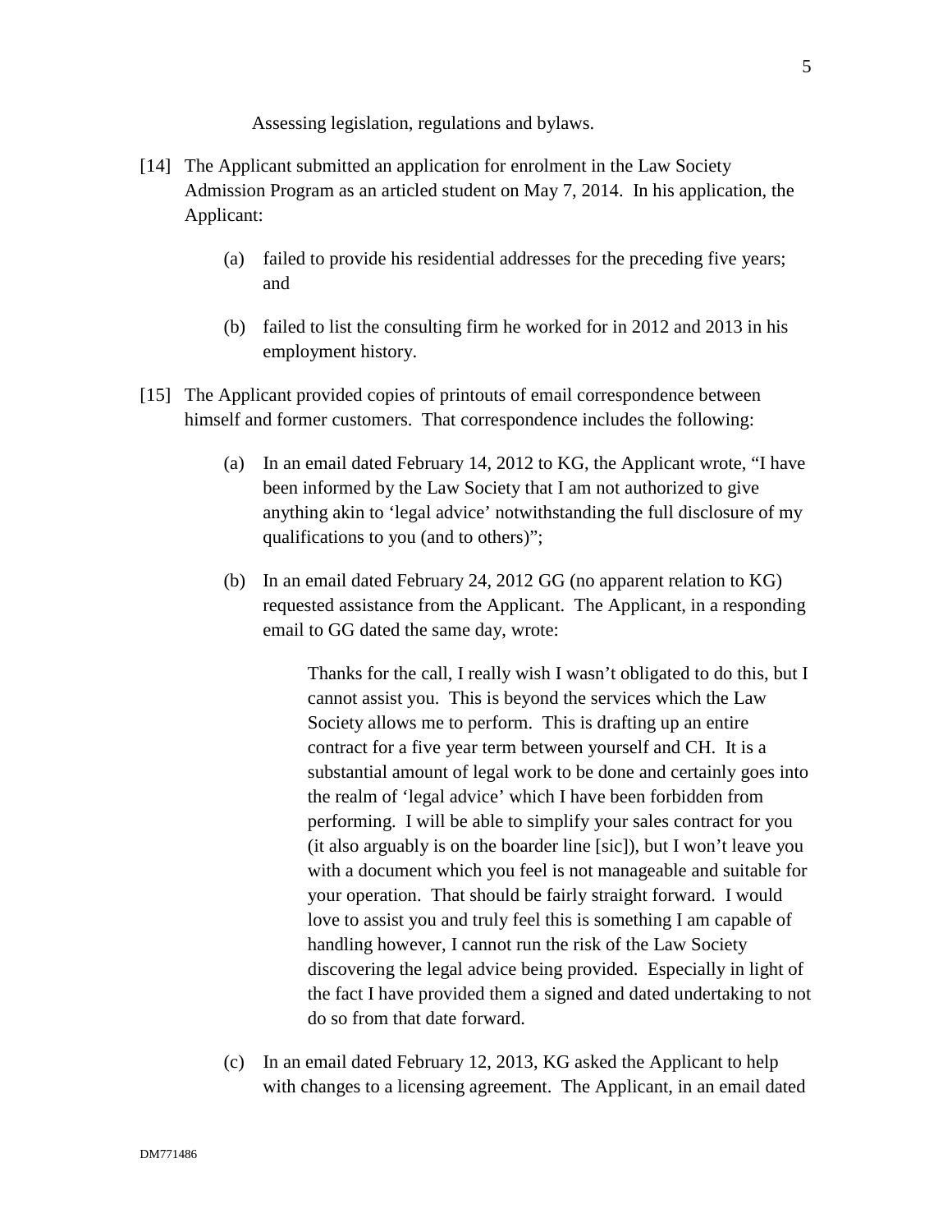Assessing legislation, regulations and bylaws.

[14] The Applicant submitted an application for enrolment in the Law Society Admission Program as an articled student on May 7, 2014. In his application, the Applicant:

(a) failed to provide his residential addresses for the preceding five years; and

(b) failed to list the consulting firm he worked for in 2012 and 2013 in his employment history.

[15] The Applicant provided copies of printouts of email correspondence between himself and former customers. That correspondence includes the following:

(a) In an email dated February 14, 2012 to KG, the Applicant wrote, "I have been informed by the Law Society that I am not authorized to give anything akin to 'legal advice' notwithstanding the full disclosure of my qualifications to you (and to others)";

(b) In an email dated February 24, 2012 GG (no apparent relation to KG) requested assistance from the Applicant. The Applicant, in a responding email to GG dated the same day, wrote:

> Thanks for the call, I really wish I wasn't obligated to do this, but I cannot assist you. This is beyond the services which the Law Society allows me to perform. This is drafting up an entire contract for a five year term between yourself and CH. It is a substantial amount of legal work to be done and certainly goes into the realm of 'legal advice' which I have been forbidden from performing. I will be able to simplify your sales contract for you (it also arguably is on the boarder line [sic]), but I won't leave you with a document which you feel is not manageable and suitable for your operation. That should be fairly straight forward. I would love to assist you and truly feel this is something I am capable of handling however, I cannot run the risk of the Law Society discovering the legal advice being provided. Especially in light of the fact I have provided them a signed and dated undertaking to not do so from that date forward.

(c) In an email dated February 12, 2013, KG asked the Applicant to help with changes to a licensing agreement. The Applicant, in an email dated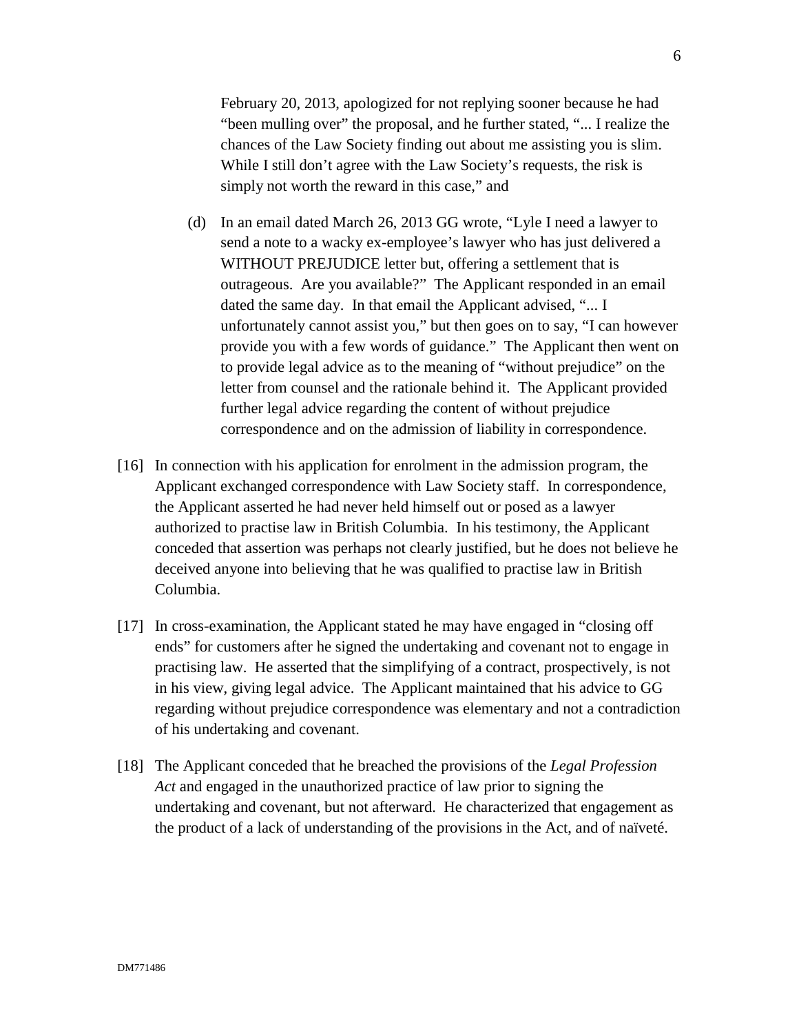February 20, 2013, apologized for not replying sooner because he had "been mulling over" the proposal, and he further stated, "... I realize the chances of the Law Society finding out about me assisting you is slim. While I still don't agree with the Law Society's requests, the risk is simply not worth the reward in this case," and

(d) In an email dated March 26, 2013 GG wrote, "Lyle I need a lawyer to send a note to a wacky ex-employee's lawyer who has just delivered a WITHOUT PREJUDICE letter but, offering a settlement that is outrageous. Are you available?" The Applicant responded in an email dated the same day. In that email the Applicant advised, "... I unfortunately cannot assist you," but then goes on to say, "I can however provide you with a few words of guidance." The Applicant then went on to provide legal advice as to the meaning of "without prejudice" on the letter from counsel and the rationale behind it. The Applicant provided further legal advice regarding the content of without prejudice correspondence and on the admission of liability in correspondence.

[16] In connection with his application for enrolment in the admission program, the Applicant exchanged correspondence with Law Society staff. In correspondence, the Applicant asserted he had never held himself out or posed as a lawyer authorized to practise law in British Columbia. In his testimony, the Applicant conceded that assertion was perhaps not clearly justified, but he does not believe he deceived anyone into believing that he was qualified to practise law in British Columbia.

[17] In cross-examination, the Applicant stated he may have engaged in "closing off ends" for customers after he signed the undertaking and covenant not to engage in practising law. He asserted that the simplifying of a contract, prospectively, is not in his view, giving legal advice. The Applicant maintained that his advice to GG regarding without prejudice correspondence was elementary and not a contradiction of his undertaking and covenant.

[18] The Applicant conceded that he breached the provisions of the *Legal Profession Act* and engaged in the unauthorized practice of law prior to signing the undertaking and covenant, but not afterward. He characterized that engagement as the product of a lack of understanding of the provisions in the Act, and of naïveté.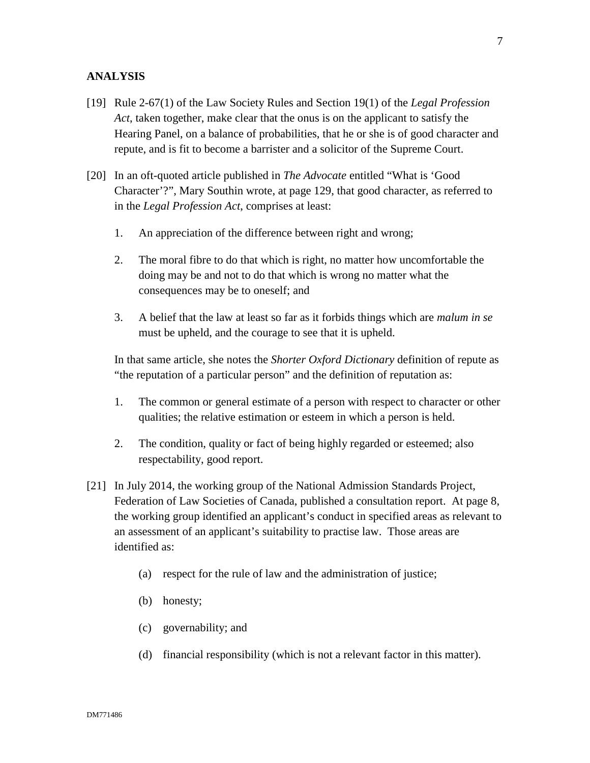## ANALYSIS

[19] Rule 2-67(1) of the Law Society Rules and Section 19(1) of the *Legal Profession Act*, taken together, make clear that the onus is on the applicant to satisfy the Hearing Panel, on a balance of probabilities, that he or she is of good character and repute, and is fit to become a barrister and a solicitor of the Supreme Court.

[20] In an oft-quoted article published in *The Advocate* entitled "What is 'Good Character'?", Mary Southin wrote, at page 129, that good character, as referred to in the *Legal Profession Act*, comprises at least:

1. An appreciation of the difference between right and wrong;
2. The moral fibre to do that which is right, no matter how uncomfortable the doing may be and not to do that which is wrong no matter what the consequences may be to oneself; and
3. A belief that the law at least so far as it forbids things which are *malum in se* must be upheld, and the courage to see that it is upheld.

In that same article, she notes the *Shorter Oxford Dictionary* definition of repute as "the reputation of a particular person" and the definition of reputation as:

1. The common or general estimate of a person with respect to character or other qualities; the relative estimation or esteem in which a person is held.
2. The condition, quality or fact of being highly regarded or esteemed; also respectability, good report.

[21] In July 2014, the working group of the National Admission Standards Project, Federation of Law Societies of Canada, published a consultation report. At page 8, the working group identified an applicant's conduct in specified areas as relevant to an assessment of an applicant's suitability to practise law. Those areas are identified as:

(a) respect for the rule of law and the administration of justice;

(b) honesty;

(c) governability; and

(d) financial responsibility (which is not a relevant factor in this matter).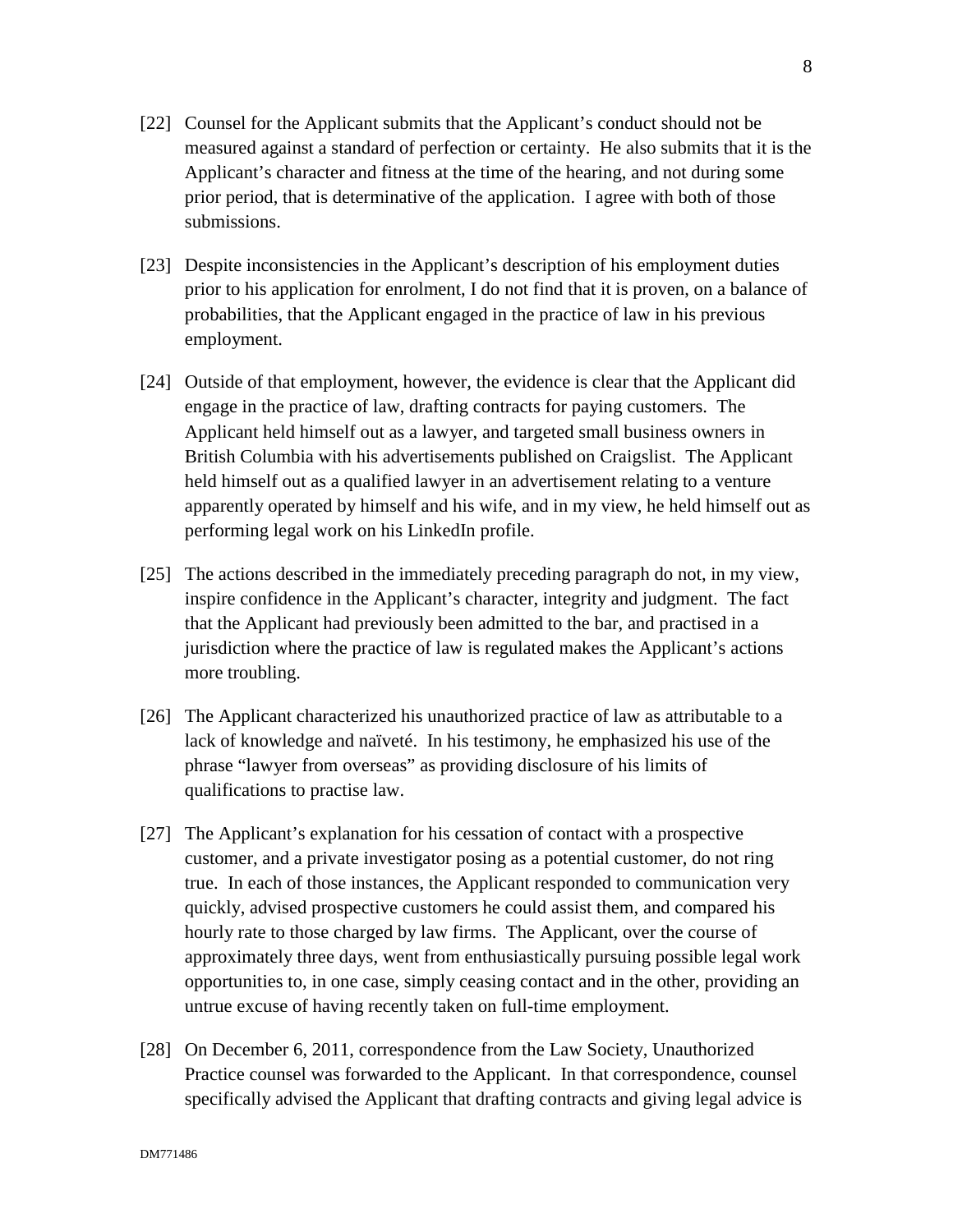[22] Counsel for the Applicant submits that the Applicant's conduct should not be measured against a standard of perfection or certainty. He also submits that it is the Applicant's character and fitness at the time of the hearing, and not during some prior period, that is determinative of the application. I agree with both of those submissions.

[23] Despite inconsistencies in the Applicant's description of his employment duties prior to his application for enrolment, I do not find that it is proven, on a balance of probabilities, that the Applicant engaged in the practice of law in his previous employment.

[24] Outside of that employment, however, the evidence is clear that the Applicant did engage in the practice of law, drafting contracts for paying customers. The Applicant held himself out as a lawyer, and targeted small business owners in British Columbia with his advertisements published on Craigslist. The Applicant held himself out as a qualified lawyer in an advertisement relating to a venture apparently operated by himself and his wife, and in my view, he held himself out as performing legal work on his LinkedIn profile.

[25] The actions described in the immediately preceding paragraph do not, in my view, inspire confidence in the Applicant's character, integrity and judgment. The fact that the Applicant had previously been admitted to the bar, and practised in a jurisdiction where the practice of law is regulated makes the Applicant's actions more troubling.

[26] The Applicant characterized his unauthorized practice of law as attributable to a lack of knowledge and naïveté. In his testimony, he emphasized his use of the phrase "lawyer from overseas" as providing disclosure of his limits of qualifications to practise law.

[27] The Applicant's explanation for his cessation of contact with a prospective customer, and a private investigator posing as a potential customer, do not ring true. In each of those instances, the Applicant responded to communication very quickly, advised prospective customers he could assist them, and compared his hourly rate to those charged by law firms. The Applicant, over the course of approximately three days, went from enthusiastically pursuing possible legal work opportunities to, in one case, simply ceasing contact and in the other, providing an untrue excuse of having recently taken on full-time employment.

[28] On December 6, 2011, correspondence from the Law Society, Unauthorized Practice counsel was forwarded to the Applicant. In that correspondence, counsel specifically advised the Applicant that drafting contracts and giving legal advice is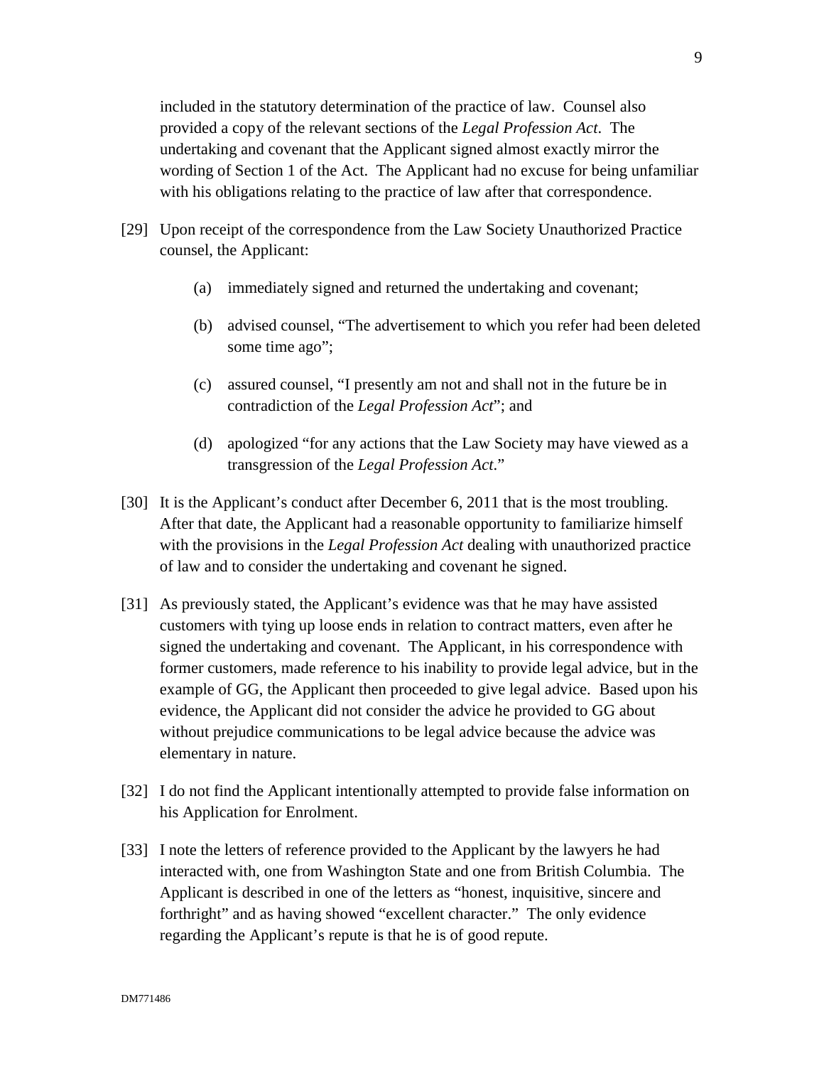included in the statutory determination of the practice of law. Counsel also provided a copy of the relevant sections of the *Legal Profession Act*. The undertaking and covenant that the Applicant signed almost exactly mirror the wording of Section 1 of the Act. The Applicant had no excuse for being unfamiliar with his obligations relating to the practice of law after that correspondence.

[29] Upon receipt of the correspondence from the Law Society Unauthorized Practice counsel, the Applicant:

(a) immediately signed and returned the undertaking and covenant;

(b) advised counsel, "The advertisement to which you refer had been deleted some time ago";

(c) assured counsel, "I presently am not and shall not in the future be in contradiction of the *Legal Profession Act*"; and

(d) apologized "for any actions that the Law Society may have viewed as a transgression of the *Legal Profession Act*."

[30] It is the Applicant's conduct after December 6, 2011 that is the most troubling. After that date, the Applicant had a reasonable opportunity to familiarize himself with the provisions in the *Legal Profession Act* dealing with unauthorized practice of law and to consider the undertaking and covenant he signed.

[31] As previously stated, the Applicant's evidence was that he may have assisted customers with tying up loose ends in relation to contract matters, even after he signed the undertaking and covenant. The Applicant, in his correspondence with former customers, made reference to his inability to provide legal advice, but in the example of GG, the Applicant then proceeded to give legal advice. Based upon his evidence, the Applicant did not consider the advice he provided to GG about without prejudice communications to be legal advice because the advice was elementary in nature.

[32] I do not find the Applicant intentionally attempted to provide false information on his Application for Enrolment.

[33] I note the letters of reference provided to the Applicant by the lawyers he had interacted with, one from Washington State and one from British Columbia. The Applicant is described in one of the letters as "honest, inquisitive, sincere and forthright" and as having showed "excellent character." The only evidence regarding the Applicant's repute is that he is of good repute.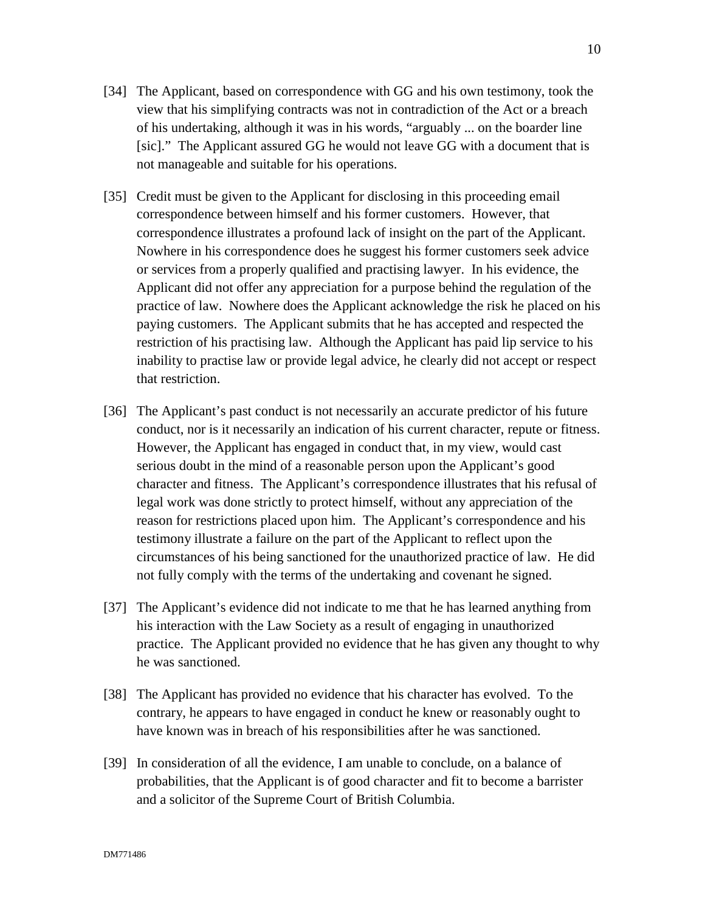[34] The Applicant, based on correspondence with GG and his own testimony, took the view that his simplifying contracts was not in contradiction of the Act or a breach of his undertaking, although it was in his words, "arguably ... on the boarder line [sic]." The Applicant assured GG he would not leave GG with a document that is not manageable and suitable for his operations.

[35] Credit must be given to the Applicant for disclosing in this proceeding email correspondence between himself and his former customers. However, that correspondence illustrates a profound lack of insight on the part of the Applicant. Nowhere in his correspondence does he suggest his former customers seek advice or services from a properly qualified and practising lawyer. In his evidence, the Applicant did not offer any appreciation for a purpose behind the regulation of the practice of law. Nowhere does the Applicant acknowledge the risk he placed on his paying customers. The Applicant submits that he has accepted and respected the restriction of his practising law. Although the Applicant has paid lip service to his inability to practise law or provide legal advice, he clearly did not accept or respect that restriction.

[36] The Applicant's past conduct is not necessarily an accurate predictor of his future conduct, nor is it necessarily an indication of his current character, repute or fitness. However, the Applicant has engaged in conduct that, in my view, would cast serious doubt in the mind of a reasonable person upon the Applicant's good character and fitness. The Applicant's correspondence illustrates that his refusal of legal work was done strictly to protect himself, without any appreciation of the reason for restrictions placed upon him. The Applicant's correspondence and his testimony illustrate a failure on the part of the Applicant to reflect upon the circumstances of his being sanctioned for the unauthorized practice of law. He did not fully comply with the terms of the undertaking and covenant he signed.

[37] The Applicant's evidence did not indicate to me that he has learned anything from his interaction with the Law Society as a result of engaging in unauthorized practice. The Applicant provided no evidence that he has given any thought to why he was sanctioned.

[38] The Applicant has provided no evidence that his character has evolved. To the contrary, he appears to have engaged in conduct he knew or reasonably ought to have known was in breach of his responsibilities after he was sanctioned.

[39] In consideration of all the evidence, I am unable to conclude, on a balance of probabilities, that the Applicant is of good character and fit to become a barrister and a solicitor of the Supreme Court of British Columbia.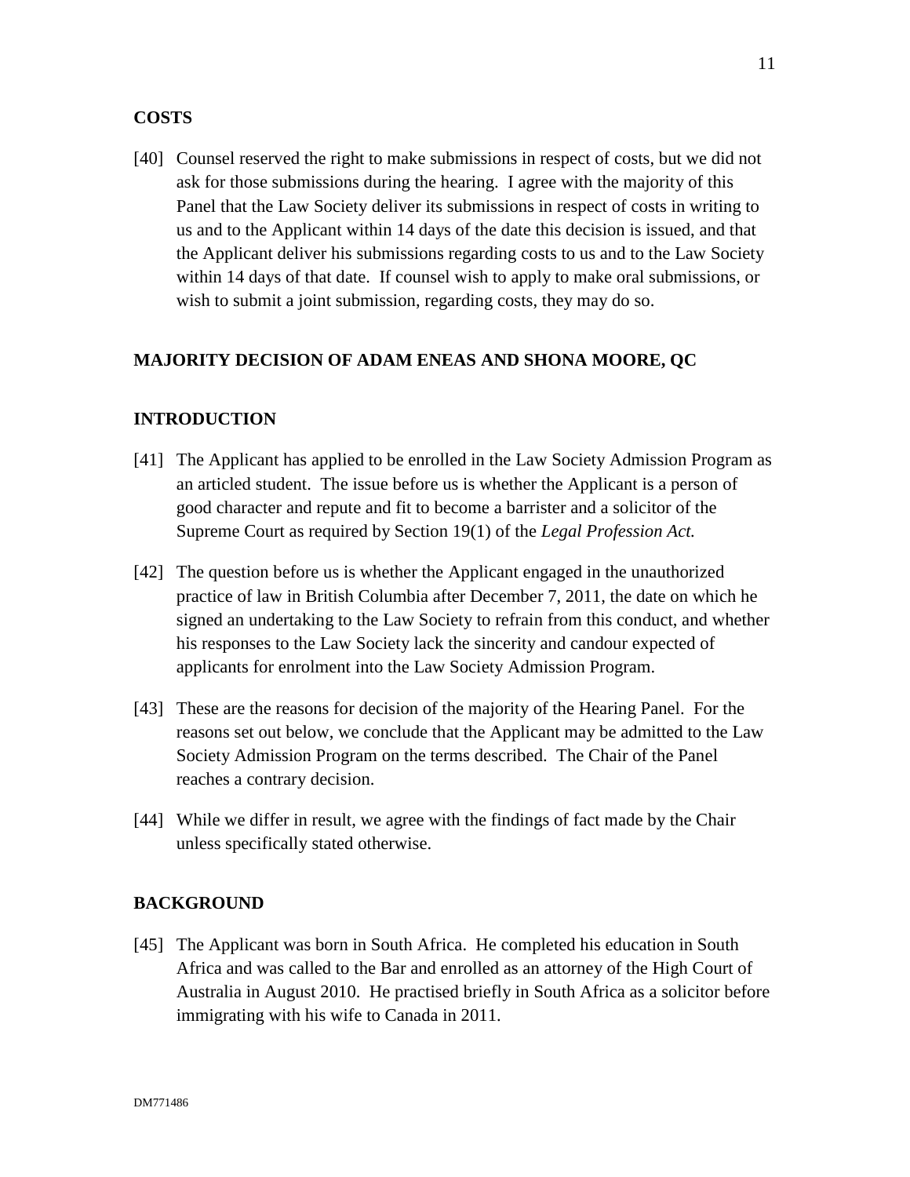## COSTS

[40] Counsel reserved the right to make submissions in respect of costs, but we did not ask for those submissions during the hearing. I agree with the majority of this Panel that the Law Society deliver its submissions in respect of costs in writing to us and to the Applicant within 14 days of the date this decision is issued, and that the Applicant deliver his submissions regarding costs to us and to the Law Society within 14 days of that date. If counsel wish to apply to make oral submissions, or wish to submit a joint submission, regarding costs, they may do so.

## MAJORITY DECISION OF ADAM ENEAS AND SHONA MOORE, QC

## INTRODUCTION

[41] The Applicant has applied to be enrolled in the Law Society Admission Program as an articled student. The issue before us is whether the Applicant is a person of good character and repute and fit to become a barrister and a solicitor of the Supreme Court as required by Section 19(1) of the *Legal Profession Act.*

[42] The question before us is whether the Applicant engaged in the unauthorized practice of law in British Columbia after December 7, 2011, the date on which he signed an undertaking to the Law Society to refrain from this conduct, and whether his responses to the Law Society lack the sincerity and candour expected of applicants for enrolment into the Law Society Admission Program.

[43] These are the reasons for decision of the majority of the Hearing Panel. For the reasons set out below, we conclude that the Applicant may be admitted to the Law Society Admission Program on the terms described. The Chair of the Panel reaches a contrary decision.

[44] While we differ in result, we agree with the findings of fact made by the Chair unless specifically stated otherwise.

## BACKGROUND

[45] The Applicant was born in South Africa. He completed his education in South Africa and was called to the Bar and enrolled as an attorney of the High Court of Australia in August 2010. He practised briefly in South Africa as a solicitor before immigrating with his wife to Canada in 2011.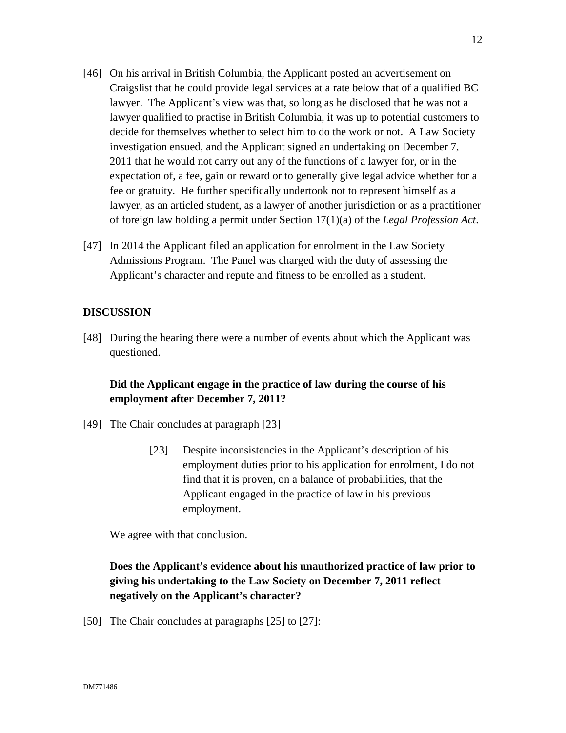[46] On his arrival in British Columbia, the Applicant posted an advertisement on Craigslist that he could provide legal services at a rate below that of a qualified BC lawyer. The Applicant's view was that, so long as he disclosed that he was not a lawyer qualified to practise in British Columbia, it was up to potential customers to decide for themselves whether to select him to do the work or not. A Law Society investigation ensued, and the Applicant signed an undertaking on December 7, 2011 that he would not carry out any of the functions of a lawyer for, or in the expectation of, a fee, gain or reward or to generally give legal advice whether for a fee or gratuity. He further specifically undertook not to represent himself as a lawyer, as an articled student, as a lawyer of another jurisdiction or as a practitioner of foreign law holding a permit under Section 17(1)(a) of the *Legal Profession Act*.

[47] In 2014 the Applicant filed an application for enrolment in the Law Society Admissions Program. The Panel was charged with the duty of assessing the Applicant's character and repute and fitness to be enrolled as a student.

## DISCUSSION

[48] During the hearing there were a number of events about which the Applicant was questioned.

**Did the Applicant engage in the practice of law during the course of his employment after December 7, 2011?**

[49] The Chair concludes at paragraph [23]

> [23] Despite inconsistencies in the Applicant's description of his employment duties prior to his application for enrolment, I do not find that it is proven, on a balance of probabilities, that the Applicant engaged in the practice of law in his previous employment.

We agree with that conclusion.

**Does the Applicant's evidence about his unauthorized practice of law prior to giving his undertaking to the Law Society on December 7, 2011 reflect negatively on the Applicant's character?**

[50] The Chair concludes at paragraphs [25] to [27]: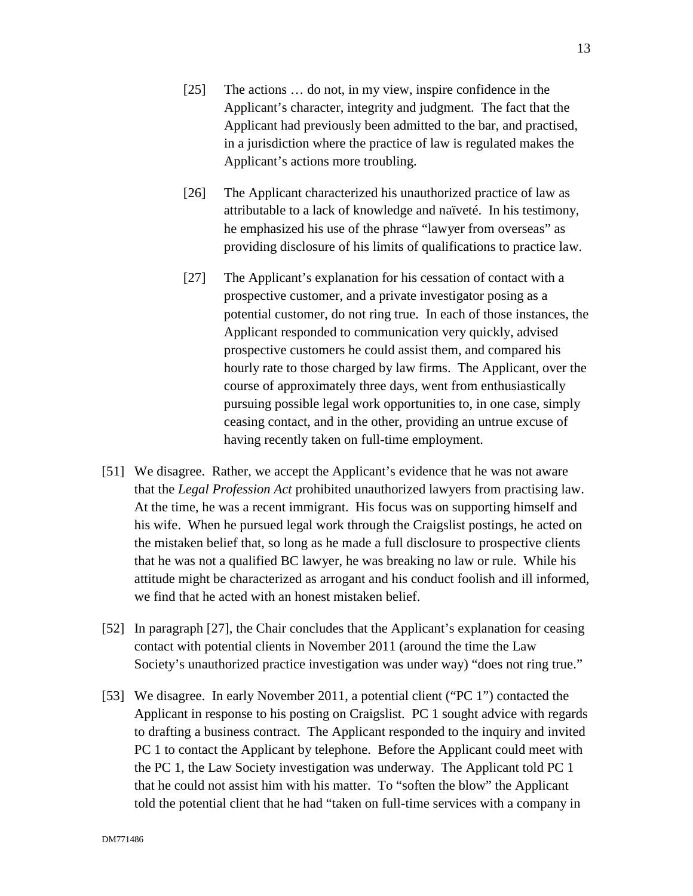> [25] The actions … do not, in my view, inspire confidence in the Applicant's character, integrity and judgment. The fact that the Applicant had previously been admitted to the bar, and practised, in a jurisdiction where the practice of law is regulated makes the Applicant's actions more troubling.
>
> [26] The Applicant characterized his unauthorized practice of law as attributable to a lack of knowledge and naïveté. In his testimony, he emphasized his use of the phrase "lawyer from overseas" as providing disclosure of his limits of qualifications to practice law.
>
> [27] The Applicant's explanation for his cessation of contact with a prospective customer, and a private investigator posing as a potential customer, do not ring true. In each of those instances, the Applicant responded to communication very quickly, advised prospective customers he could assist them, and compared his hourly rate to those charged by law firms. The Applicant, over the course of approximately three days, went from enthusiastically pursuing possible legal work opportunities to, in one case, simply ceasing contact, and in the other, providing an untrue excuse of having recently taken on full-time employment.

[51] We disagree. Rather, we accept the Applicant's evidence that he was not aware that the *Legal Profession Act* prohibited unauthorized lawyers from practising law. At the time, he was a recent immigrant. His focus was on supporting himself and his wife. When he pursued legal work through the Craigslist postings, he acted on the mistaken belief that, so long as he made a full disclosure to prospective clients that he was not a qualified BC lawyer, he was breaking no law or rule. While his attitude might be characterized as arrogant and his conduct foolish and ill informed, we find that he acted with an honest mistaken belief.

[52] In paragraph [27], the Chair concludes that the Applicant's explanation for ceasing contact with potential clients in November 2011 (around the time the Law Society's unauthorized practice investigation was under way) "does not ring true."

[53] We disagree. In early November 2011, a potential client ("PC 1") contacted the Applicant in response to his posting on Craigslist. PC 1 sought advice with regards to drafting a business contract. The Applicant responded to the inquiry and invited PC 1 to contact the Applicant by telephone. Before the Applicant could meet with the PC 1, the Law Society investigation was underway. The Applicant told PC 1 that he could not assist him with his matter. To "soften the blow" the Applicant told the potential client that he had "taken on full-time services with a company in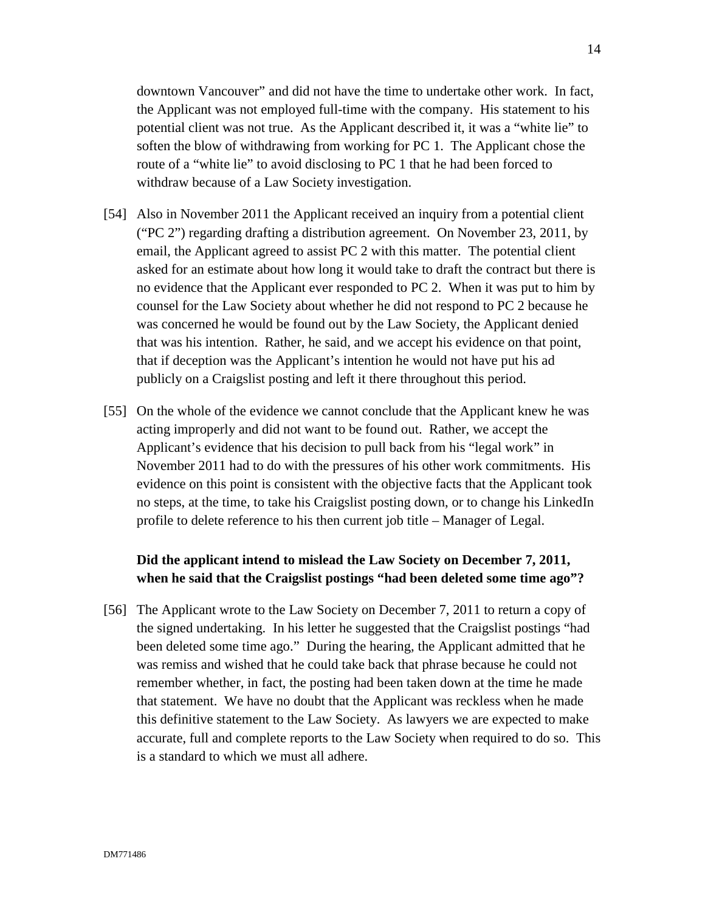downtown Vancouver" and did not have the time to undertake other work. In fact, the Applicant was not employed full-time with the company. His statement to his potential client was not true. As the Applicant described it, it was a "white lie" to soften the blow of withdrawing from working for PC 1. The Applicant chose the route of a "white lie" to avoid disclosing to PC 1 that he had been forced to withdraw because of a Law Society investigation.

[54] Also in November 2011 the Applicant received an inquiry from a potential client ("PC 2") regarding drafting a distribution agreement. On November 23, 2011, by email, the Applicant agreed to assist PC 2 with this matter. The potential client asked for an estimate about how long it would take to draft the contract but there is no evidence that the Applicant ever responded to PC 2. When it was put to him by counsel for the Law Society about whether he did not respond to PC 2 because he was concerned he would be found out by the Law Society, the Applicant denied that was his intention. Rather, he said, and we accept his evidence on that point, that if deception was the Applicant's intention he would not have put his ad publicly on a Craigslist posting and left it there throughout this period.

[55] On the whole of the evidence we cannot conclude that the Applicant knew he was acting improperly and did not want to be found out. Rather, we accept the Applicant's evidence that his decision to pull back from his "legal work" in November 2011 had to do with the pressures of his other work commitments. His evidence on this point is consistent with the objective facts that the Applicant took no steps, at the time, to take his Craigslist posting down, or to change his LinkedIn profile to delete reference to his then current job title – Manager of Legal.

**Did the applicant intend to mislead the Law Society on December 7, 2011, when he said that the Craigslist postings "had been deleted some time ago"?**

[56] The Applicant wrote to the Law Society on December 7, 2011 to return a copy of the signed undertaking. In his letter he suggested that the Craigslist postings "had been deleted some time ago." During the hearing, the Applicant admitted that he was remiss and wished that he could take back that phrase because he could not remember whether, in fact, the posting had been taken down at the time he made that statement. We have no doubt that the Applicant was reckless when he made this definitive statement to the Law Society. As lawyers we are expected to make accurate, full and complete reports to the Law Society when required to do so. This is a standard to which we must all adhere.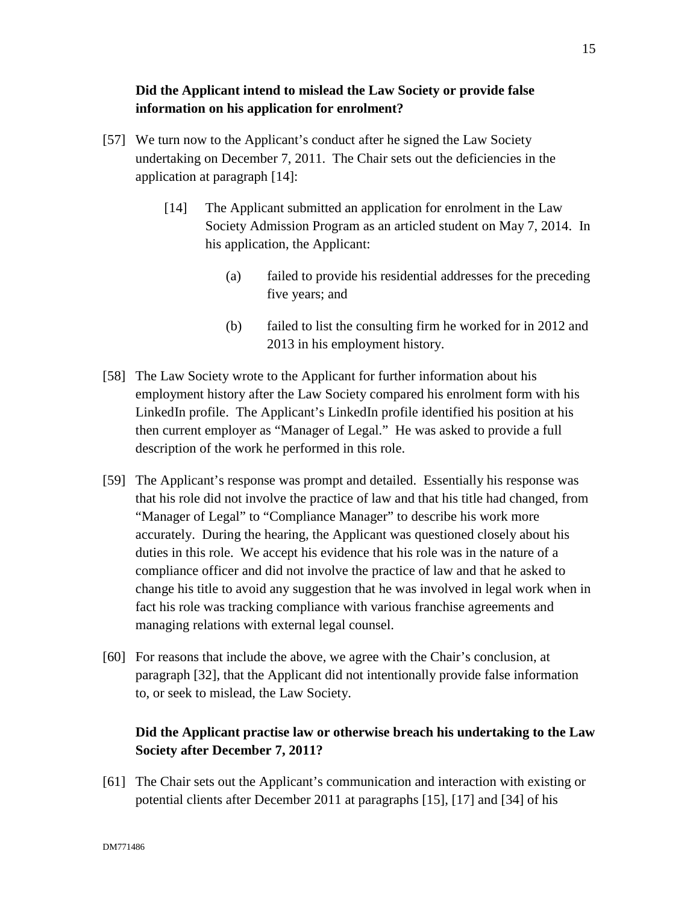**Did the Applicant intend to mislead the Law Society or provide false information on his application for enrolment?**

[57] We turn now to the Applicant's conduct after he signed the Law Society undertaking on December 7, 2011. The Chair sets out the deficiencies in the application at paragraph [14]:

> [14] The Applicant submitted an application for enrolment in the Law Society Admission Program as an articled student on May 7, 2014. In his application, the Applicant:
>
> (a) failed to provide his residential addresses for the preceding five years; and
>
> (b) failed to list the consulting firm he worked for in 2012 and 2013 in his employment history.

[58] The Law Society wrote to the Applicant for further information about his employment history after the Law Society compared his enrolment form with his LinkedIn profile. The Applicant's LinkedIn profile identified his position at his then current employer as "Manager of Legal." He was asked to provide a full description of the work he performed in this role.

[59] The Applicant's response was prompt and detailed. Essentially his response was that his role did not involve the practice of law and that his title had changed, from "Manager of Legal" to "Compliance Manager" to describe his work more accurately. During the hearing, the Applicant was questioned closely about his duties in this role. We accept his evidence that his role was in the nature of a compliance officer and did not involve the practice of law and that he asked to change his title to avoid any suggestion that he was involved in legal work when in fact his role was tracking compliance with various franchise agreements and managing relations with external legal counsel.

[60] For reasons that include the above, we agree with the Chair's conclusion, at paragraph [32], that the Applicant did not intentionally provide false information to, or seek to mislead, the Law Society.

**Did the Applicant practise law or otherwise breach his undertaking to the Law Society after December 7, 2011?**

[61] The Chair sets out the Applicant's communication and interaction with existing or potential clients after December 2011 at paragraphs [15], [17] and [34] of his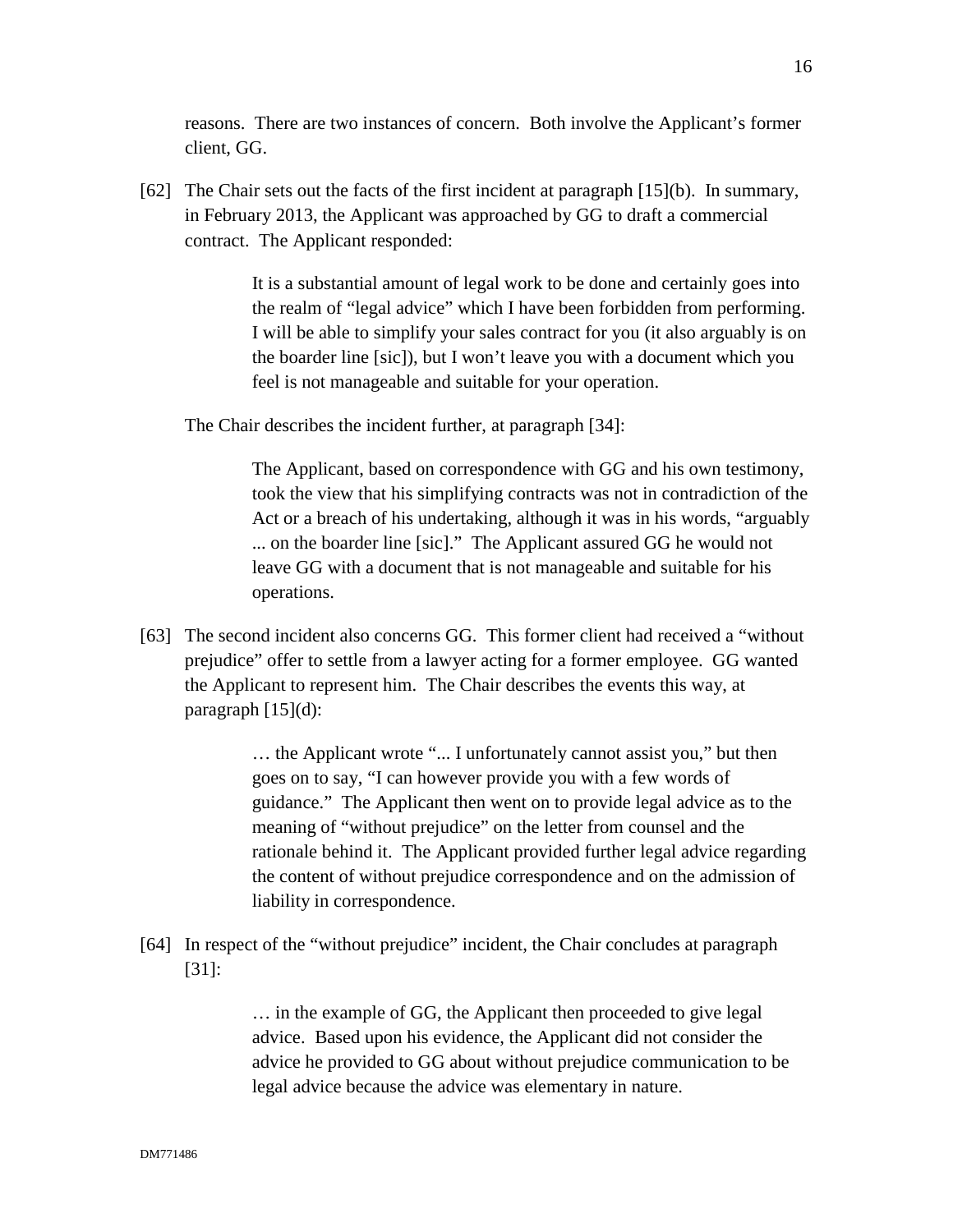reasons. There are two instances of concern. Both involve the Applicant's former client, GG.

[62] The Chair sets out the facts of the first incident at paragraph [15](b). In summary, in February 2013, the Applicant was approached by GG to draft a commercial contract. The Applicant responded:

> It is a substantial amount of legal work to be done and certainly goes into the realm of "legal advice" which I have been forbidden from performing. I will be able to simplify your sales contract for you (it also arguably is on the boarder line [sic]), but I won't leave you with a document which you feel is not manageable and suitable for your operation.

The Chair describes the incident further, at paragraph [34]:

> The Applicant, based on correspondence with GG and his own testimony, took the view that his simplifying contracts was not in contradiction of the Act or a breach of his undertaking, although it was in his words, "arguably ... on the boarder line [sic]." The Applicant assured GG he would not leave GG with a document that is not manageable and suitable for his operations.

[63] The second incident also concerns GG. This former client had received a "without prejudice" offer to settle from a lawyer acting for a former employee. GG wanted the Applicant to represent him. The Chair describes the events this way, at paragraph [15](d):

> … the Applicant wrote "... I unfortunately cannot assist you," but then goes on to say, "I can however provide you with a few words of guidance." The Applicant then went on to provide legal advice as to the meaning of "without prejudice" on the letter from counsel and the rationale behind it. The Applicant provided further legal advice regarding the content of without prejudice correspondence and on the admission of liability in correspondence.

[64] In respect of the "without prejudice" incident, the Chair concludes at paragraph [31]:

> … in the example of GG, the Applicant then proceeded to give legal advice. Based upon his evidence, the Applicant did not consider the advice he provided to GG about without prejudice communication to be legal advice because the advice was elementary in nature.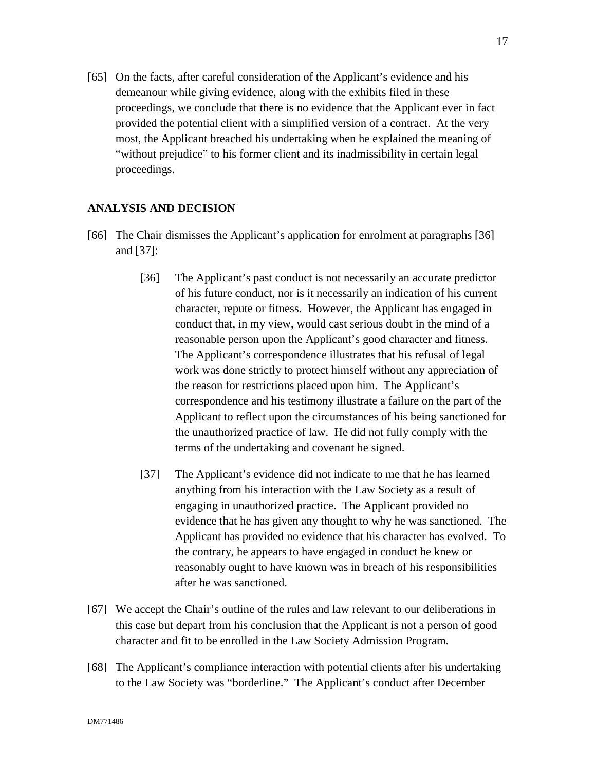[65] On the facts, after careful consideration of the Applicant's evidence and his demeanour while giving evidence, along with the exhibits filed in these proceedings, we conclude that there is no evidence that the Applicant ever in fact provided the potential client with a simplified version of a contract. At the very most, the Applicant breached his undertaking when he explained the meaning of "without prejudice" to his former client and its inadmissibility in certain legal proceedings.

## ANALYSIS AND DECISION

[66] The Chair dismisses the Applicant's application for enrolment at paragraphs [36] and [37]:

> [36] The Applicant's past conduct is not necessarily an accurate predictor of his future conduct, nor is it necessarily an indication of his current character, repute or fitness. However, the Applicant has engaged in conduct that, in my view, would cast serious doubt in the mind of a reasonable person upon the Applicant's good character and fitness. The Applicant's correspondence illustrates that his refusal of legal work was done strictly to protect himself without any appreciation of the reason for restrictions placed upon him. The Applicant's correspondence and his testimony illustrate a failure on the part of the Applicant to reflect upon the circumstances of his being sanctioned for the unauthorized practice of law. He did not fully comply with the terms of the undertaking and covenant he signed.
>
> [37] The Applicant's evidence did not indicate to me that he has learned anything from his interaction with the Law Society as a result of engaging in unauthorized practice. The Applicant provided no evidence that he has given any thought to why he was sanctioned. The Applicant has provided no evidence that his character has evolved. To the contrary, he appears to have engaged in conduct he knew or reasonably ought to have known was in breach of his responsibilities after he was sanctioned.

[67] We accept the Chair's outline of the rules and law relevant to our deliberations in this case but depart from his conclusion that the Applicant is not a person of good character and fit to be enrolled in the Law Society Admission Program.

[68] The Applicant's compliance interaction with potential clients after his undertaking to the Law Society was "borderline." The Applicant's conduct after December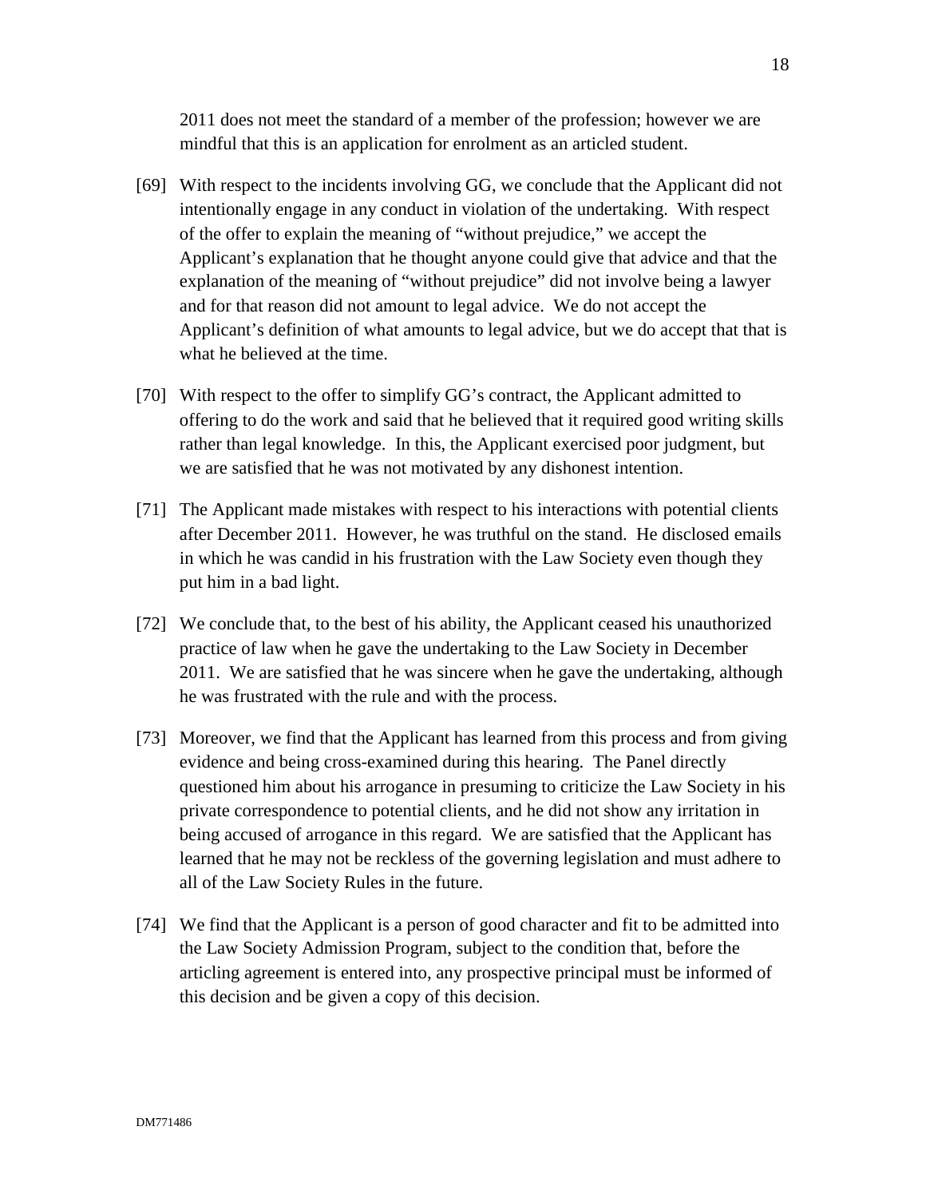2011 does not meet the standard of a member of the profession; however we are mindful that this is an application for enrolment as an articled student.

[69] With respect to the incidents involving GG, we conclude that the Applicant did not intentionally engage in any conduct in violation of the undertaking. With respect of the offer to explain the meaning of "without prejudice," we accept the Applicant's explanation that he thought anyone could give that advice and that the explanation of the meaning of "without prejudice" did not involve being a lawyer and for that reason did not amount to legal advice. We do not accept the Applicant's definition of what amounts to legal advice, but we do accept that that is what he believed at the time.

[70] With respect to the offer to simplify GG's contract, the Applicant admitted to offering to do the work and said that he believed that it required good writing skills rather than legal knowledge. In this, the Applicant exercised poor judgment, but we are satisfied that he was not motivated by any dishonest intention.

[71] The Applicant made mistakes with respect to his interactions with potential clients after December 2011. However, he was truthful on the stand. He disclosed emails in which he was candid in his frustration with the Law Society even though they put him in a bad light.

[72] We conclude that, to the best of his ability, the Applicant ceased his unauthorized practice of law when he gave the undertaking to the Law Society in December 2011. We are satisfied that he was sincere when he gave the undertaking, although he was frustrated with the rule and with the process.

[73] Moreover, we find that the Applicant has learned from this process and from giving evidence and being cross-examined during this hearing. The Panel directly questioned him about his arrogance in presuming to criticize the Law Society in his private correspondence to potential clients, and he did not show any irritation in being accused of arrogance in this regard. We are satisfied that the Applicant has learned that he may not be reckless of the governing legislation and must adhere to all of the Law Society Rules in the future.

[74] We find that the Applicant is a person of good character and fit to be admitted into the Law Society Admission Program, subject to the condition that, before the articling agreement is entered into, any prospective principal must be informed of this decision and be given a copy of this decision.

DM771486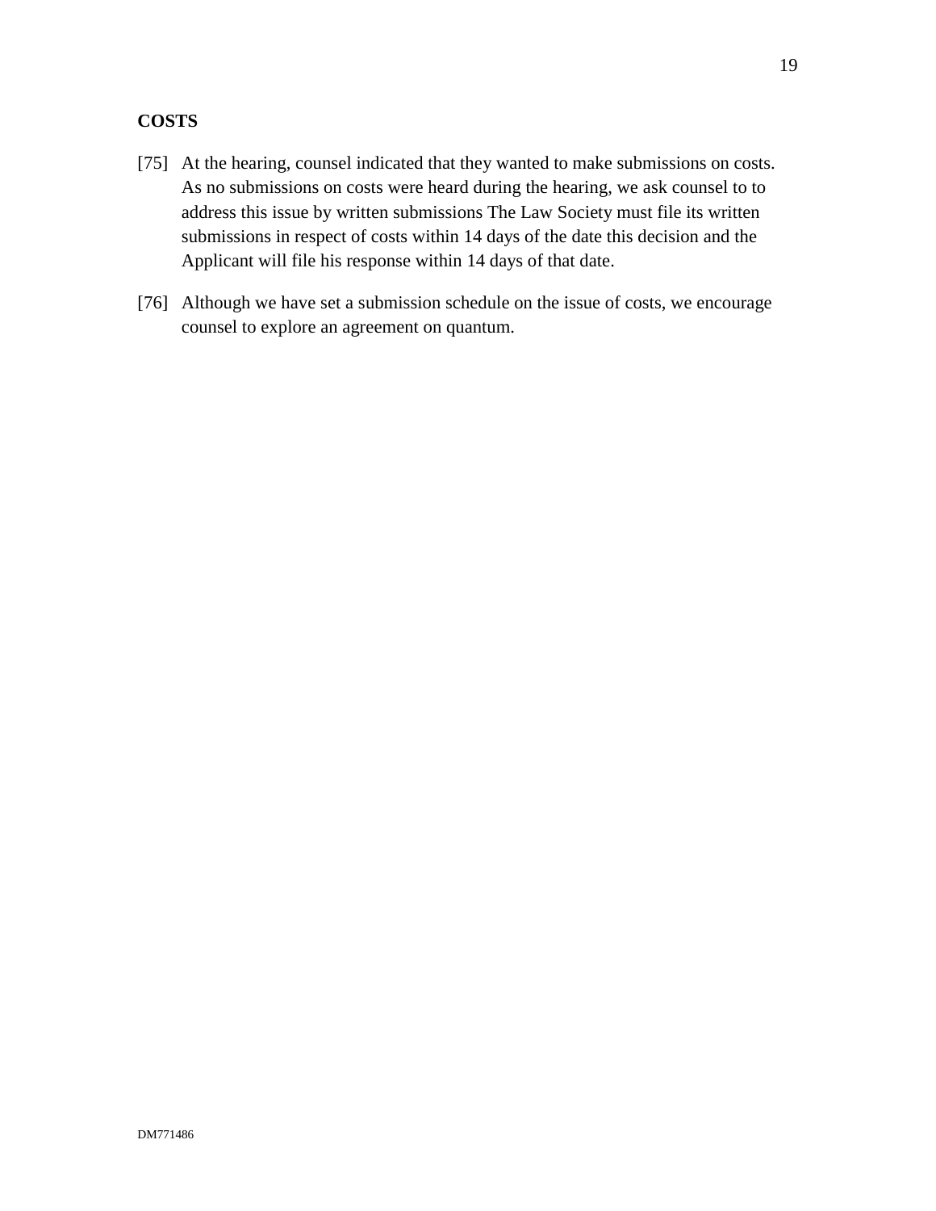**COSTS**

[75] At the hearing, counsel indicated that they wanted to make submissions on costs. As no submissions on costs were heard during the hearing, we ask counsel to to address this issue by written submissions The Law Society must file its written submissions in respect of costs within 14 days of the date this decision and the Applicant will file his response within 14 days of that date.

[76] Although we have set a submission schedule on the issue of costs, we encourage counsel to explore an agreement on quantum.

DM771486